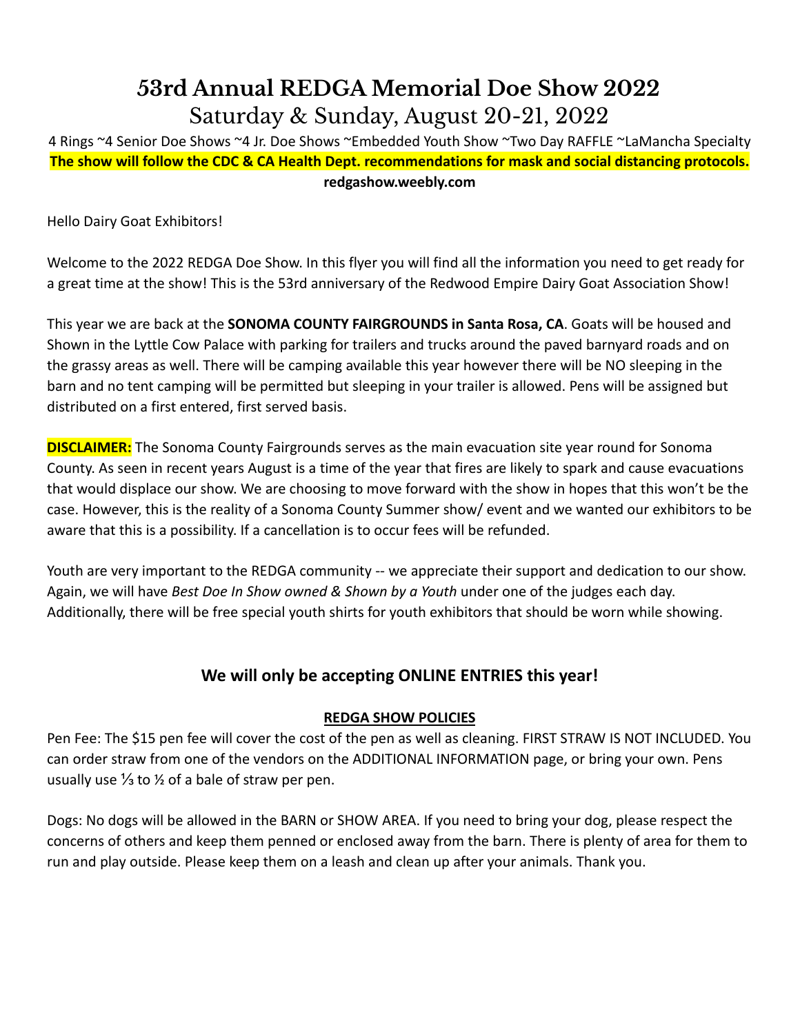# 53rd Annual REDGA Memorial Doe Show 2022

## Saturday & Sunday, August 20-21, 2022

4 Rings ~4 Senior Doe Shows ~4 Jr. Doe Shows ~Embedded Youth Show ~Two Day RAFFLE ~LaMancha Specialty

**The show will follow the CDC & CA Health Dept. recommendations for mask and social distancing protocols.**

**redgashow.weebly.com**

Hello Dairy Goat Exhibitors!

Welcome to the 2022 REDGA Doe Show. In this flyer you will find all the information you need to get ready for a great time at the show! This is the 53rd anniversary of the Redwood Empire Dairy Goat Association Show!

This year we are back at the **SONOMA COUNTY FAIRGROUNDS in Santa Rosa, CA**. Goats will be housed and Shown in the Lyttle Cow Palace with parking for trailers and trucks around the paved barnyard roads and on the grassy areas as well. There will be camping available this year however there will be NO sleeping in the barn and no tent camping will be permitted but sleeping in your trailer is allowed. Pens will be assigned but distributed on a first entered, first served basis.

**DISCLAIMER:** The Sonoma County Fairgrounds serves as the main evacuation site year round for Sonoma County. As seen in recent years August is a time of the year that fires are likely to spark and cause evacuations that would displace our show. We are choosing to move forward with the show in hopes that this won't be the case. However, this is the reality of a Sonoma County Summer show/ event and we wanted our exhibitors to be aware that this is a possibility. If a cancellation is to occur fees will be refunded.

Youth are very important to the REDGA community -- we appreciate their support and dedication to our show. Again, we will have *Best Doe In Show owned & Shown by a Youth* under one of the judges each day. Additionally, there will be free special youth shirts for youth exhibitors that should be worn while showing.

### We will only be accepting ONLINE ENTRIES this year!

**REDGA SHOW POLICIES**

Pen Fee: The $15 pen fee will cover the cost of the pen as well as cleaning. FIRST STRAW IS NOT INCLUDED. You can order straw from one of the vendors on the ADDITIONAL INFORMATION page, or bring your own. Pens usually use ⅓ to ½ of a bale of straw per pen.

Dogs: No dogs will be allowed in the BARN or SHOW AREA. If you need to bring your dog, please respect the concerns of others and keep them penned or enclosed away from the barn. There is plenty of area for them to run and play outside. Please keep them on a leash and clean up after your animals. Thank you.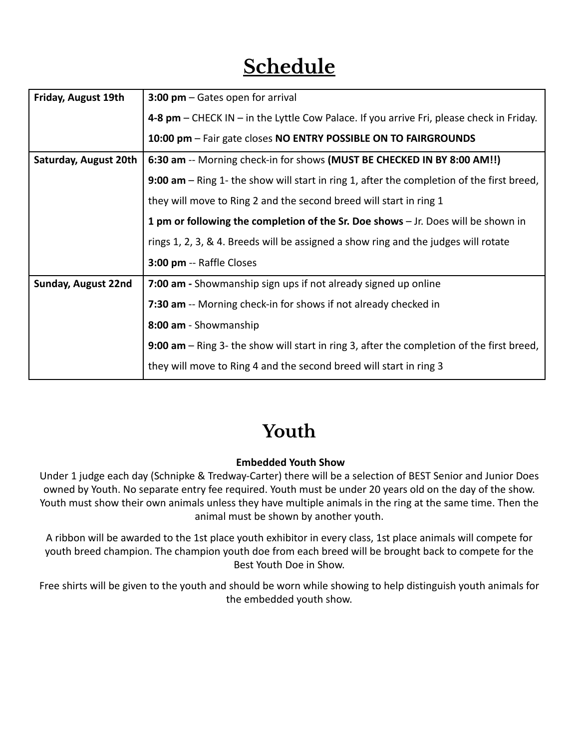# Schedule

| | |
|---|---|
| **Friday, August 19th** | **3:00 pm** – Gates open for arrival<br>**4-8 pm** – CHECK IN – in the Lyttle Cow Palace. If you arrive Fri, please check in Friday.<br>**10:00 pm** – Fair gate closes **NO ENTRY POSSIBLE ON TO FAIRGROUNDS** |
| **Saturday, August 20th** | **6:30 am** -- Morning check-in for shows **(MUST BE CHECKED IN BY 8:00 AM!!)**<br>**9:00 am** – Ring 1- the show will start in ring 1, after the completion of the first breed, they will move to Ring 2 and the second breed will start in ring 1<br>**1 pm or following the completion of the Sr. Doe shows** – Jr. Does will be shown in rings 1, 2, 3, & 4. Breeds will be assigned a show ring and the judges will rotate<br>**3:00 pm** -- Raffle Closes |
| **Sunday, August 22nd** | **7:00 am -** Showmanship sign ups if not already signed up online<br>**7:30 am** -- Morning check-in for shows if not already checked in<br>**8:00 am** - Showmanship<br>**9:00 am** – Ring 3- the show will start in ring 3, after the completion of the first breed, they will move to Ring 4 and the second breed will start in ring 3 |

# Youth

**Embedded Youth Show**

Under 1 judge each day (Schnipke & Tredway-Carter) there will be a selection of BEST Senior and Junior Does owned by Youth. No separate entry fee required. Youth must be under 20 years old on the day of the show. Youth must show their own animals unless they have multiple animals in the ring at the same time. Then the animal must be shown by another youth.

A ribbon will be awarded to the 1st place youth exhibitor in every class, 1st place animals will compete for youth breed champion. The champion youth doe from each breed will be brought back to compete for the Best Youth Doe in Show.

Free shirts will be given to the youth and should be worn while showing to help distinguish youth animals for the embedded youth show.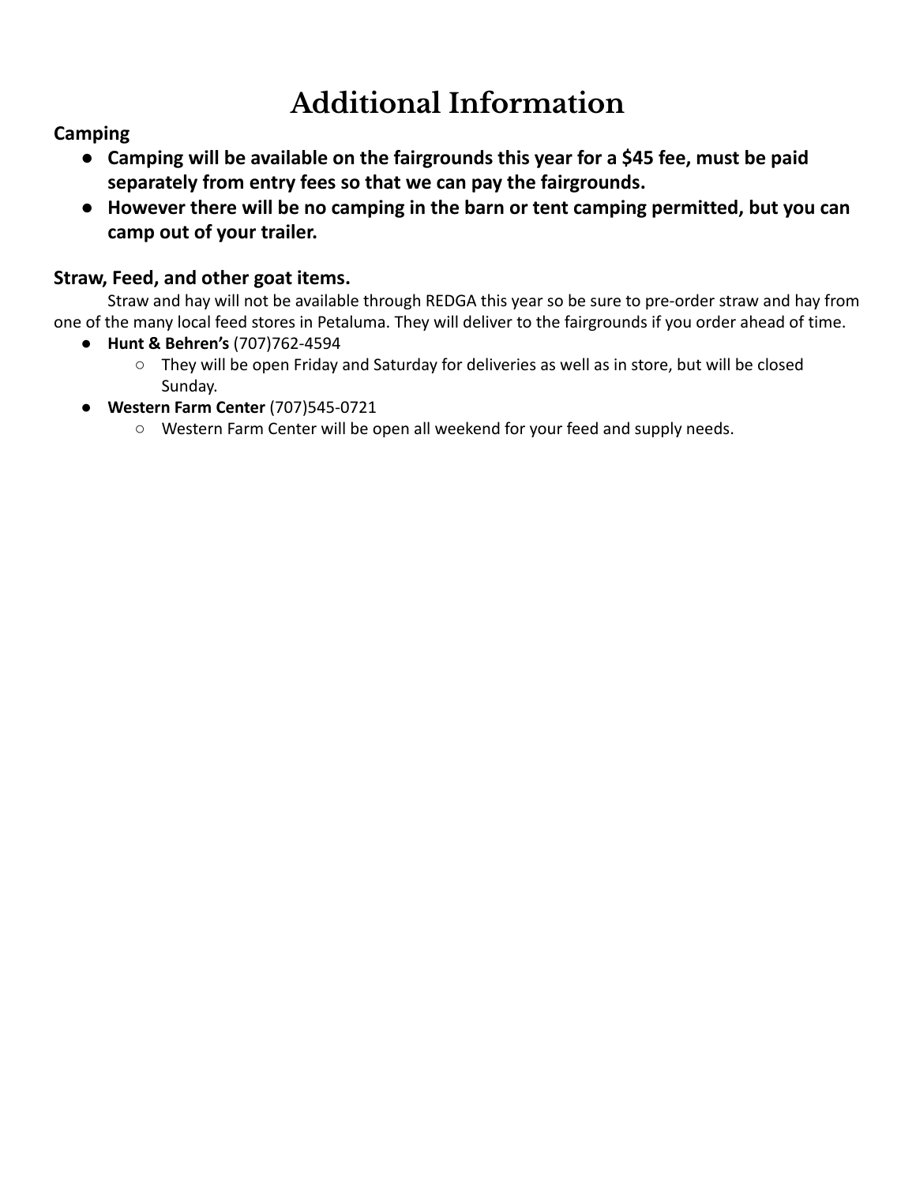# Additional Information

**Camping**

- **Camping will be available on the fairgrounds this year for a $45 fee, must be paid separately from entry fees so that we can pay the fairgrounds.**
- **However there will be no camping in the barn or tent camping permitted, but you can camp out of your trailer.**

## Straw, Feed, and other goat items.

Straw and hay will not be available through REDGA this year so be sure to pre-order straw and hay from one of the many local feed stores in Petaluma. They will deliver to the fairgrounds if you order ahead of time.

- **Hunt & Behren's** (707)762-4594
  - They will be open Friday and Saturday for deliveries as well as in store, but will be closed Sunday.
- **Western Farm Center** (707)545-0721
  - Western Farm Center will be open all weekend for your feed and supply needs.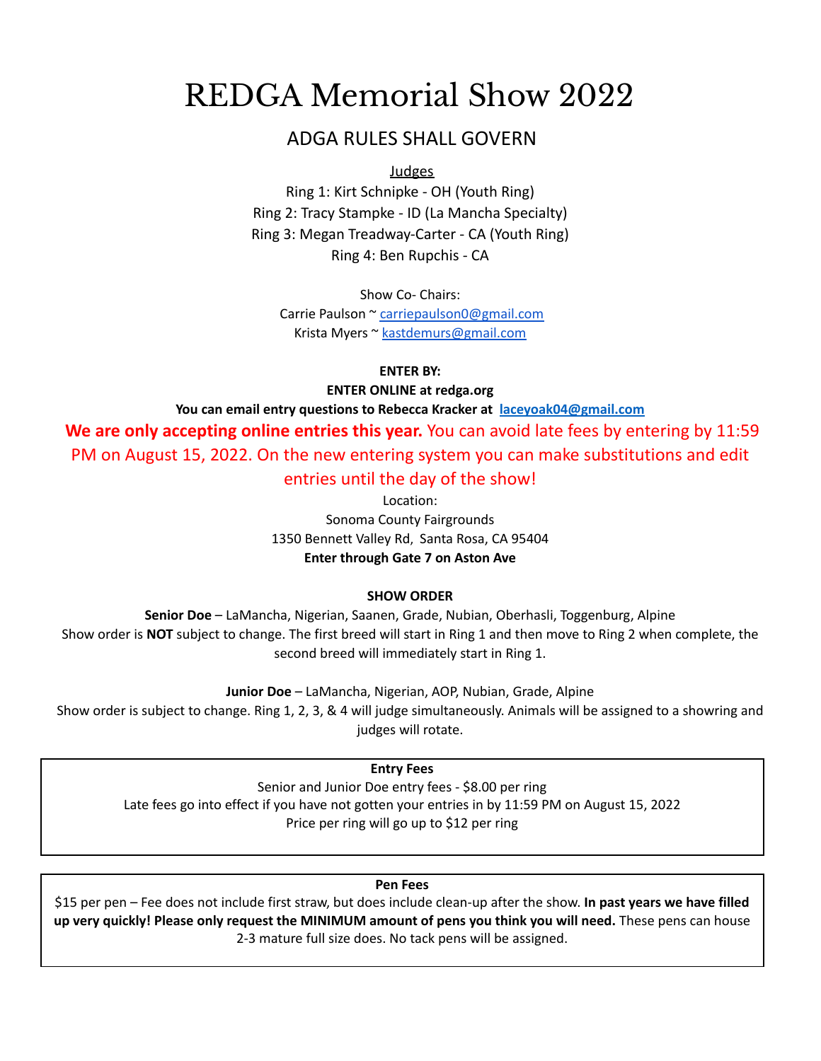# REDGA Memorial Show 2022

## ADGA RULES SHALL GOVERN

Judges

Ring 1: Kirt Schnipke - OH (Youth Ring)
Ring 2: Tracy Stampke - ID (La Mancha Specialty)
Ring 3: Megan Treadway-Carter - CA (Youth Ring)
Ring 4: Ben Rupchis - CA

Show Co- Chairs:
Carrie Paulson ~ carriepaulson0@gmail.com
Krista Myers ~ kastdemurs@gmail.com

**ENTER BY:**

**ENTER ONLINE at redga.org**

**You can email entry questions to Rebecca Kracker at laceyoak04@gmail.com**

**We are only accepting online entries this year.** You can avoid late fees by entering by 11:59 PM on August 15, 2022. On the new entering system you can make substitutions and edit entries until the day of the show!

Location:
Sonoma County Fairgrounds
1350 Bennett Valley Rd, Santa Rosa, CA 95404
**Enter through Gate 7 on Aston Ave**

**SHOW ORDER**

**Senior Doe** – LaMancha, Nigerian, Saanen, Grade, Nubian, Oberhasli, Toggenburg, Alpine
Show order is **NOT** subject to change. The first breed will start in Ring 1 and then move to Ring 2 when complete, the second breed will immediately start in Ring 1.

**Junior Doe** – LaMancha, Nigerian, AOP, Nubian, Grade, Alpine
Show order is subject to change. Ring 1, 2, 3, & 4 will judge simultaneously. Animals will be assigned to a showring and judges will rotate.

**Entry Fees**

Senior and Junior Doe entry fees - $8.00 per ring
Late fees go into effect if you have not gotten your entries in by 11:59 PM on August 15, 2022
Price per ring will go up to $12 per ring

**Pen Fees**

$15 per pen – Fee does not include first straw, but does include clean-up after the show. **In past years we have filled up very quickly! Please only request the MINIMUM amount of pens you think you will need.** These pens can house 2-3 mature full size does. No tack pens will be assigned.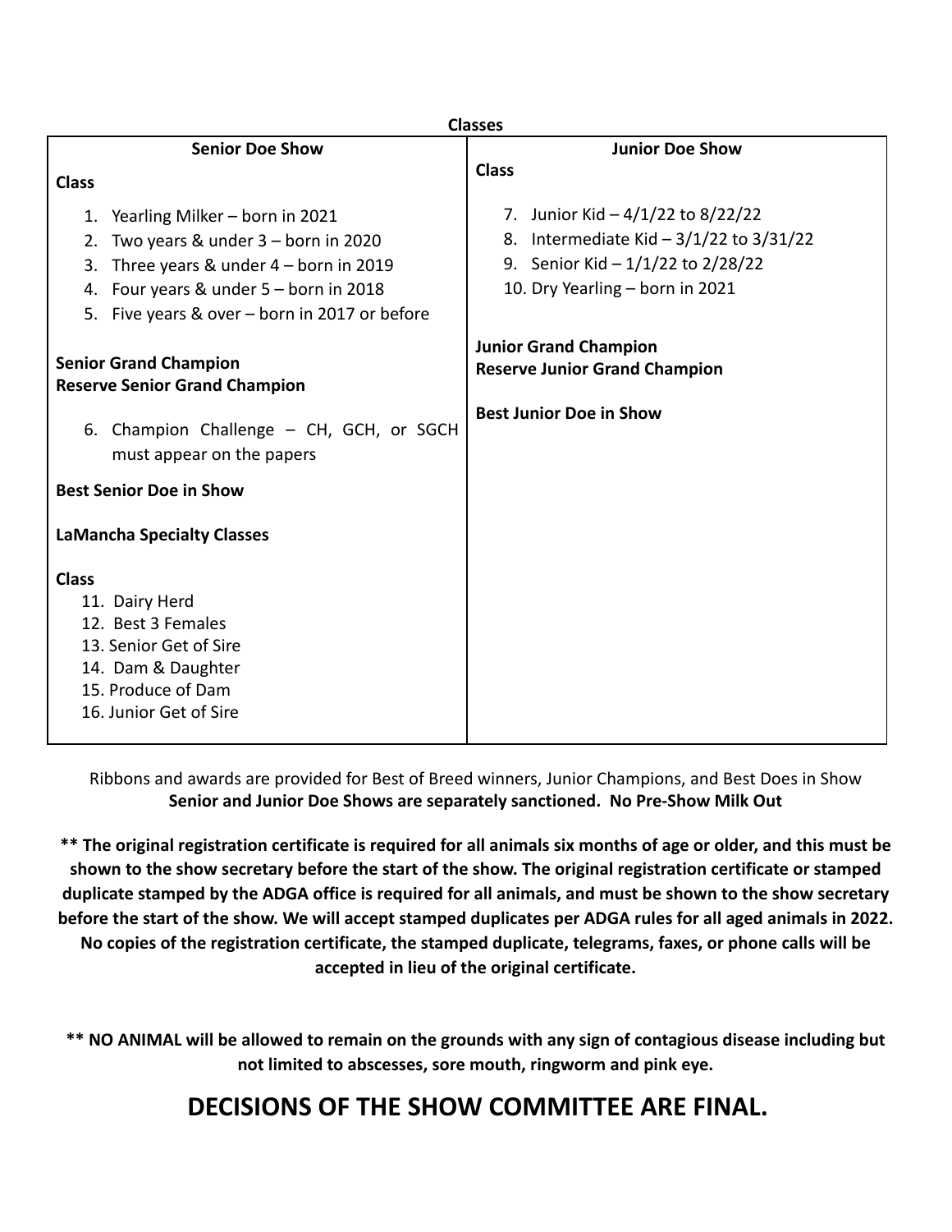**Classes**

| Senior Doe Show | Junior Doe Show |
|---|---|
| **Class** | **Class** |
| 1. Yearling Milker – born in 2021 | 7. Junior Kid – 4/1/22 to 8/22/22 |
| 2. Two years & under 3 – born in 2020 | 8. Intermediate Kid – 3/1/22 to 3/31/22 |
| 3. Three years & under 4 – born in 2019 | 9. Senior Kid – 1/1/22 to 2/28/22 |
| 4. Four years & under 5 – born in 2018 | 10. Dry Yearling – born in 2021 |
| 5. Five years & over – born in 2017 or before | |
| **Senior Grand Champion** | **Junior Grand Champion** |
| **Reserve Senior Grand Champion** | **Reserve Junior Grand Champion** |
| 6. Champion Challenge – CH, GCH, or SGCH must appear on the papers | **Best Junior Doe in Show** |
| **Best Senior Doe in Show** | |
| **LaMancha Specialty Classes** | |
| **Class** | |
| 11. Dairy Herd | |
| 12. Best 3 Females | |
| 13. Senior Get of Sire | |
| 14. Dam & Daughter | |
| 15. Produce of Dam | |
| 16. Junior Get of Sire | |

Ribbons and awards are provided for Best of Breed winners, Junior Champions, and Best Does in Show

**Senior and Junior Doe Shows are separately sanctioned. No Pre-Show Milk Out**

**\*\* The original registration certificate is required for all animals six months of age or older, and this must be shown to the show secretary before the start of the show. The original registration certificate or stamped duplicate stamped by the ADGA office is required for all animals, and must be shown to the show secretary before the start of the show. We will accept stamped duplicates per ADGA rules for all aged animals in 2022. No copies of the registration certificate, the stamped duplicate, telegrams, faxes, or phone calls will be accepted in lieu of the original certificate.**

**\*\* NO ANIMAL will be allowed to remain on the grounds with any sign of contagious disease including but not limited to abscesses, sore mouth, ringworm and pink eye.**

## DECISIONS OF THE SHOW COMMITTEE ARE FINAL.